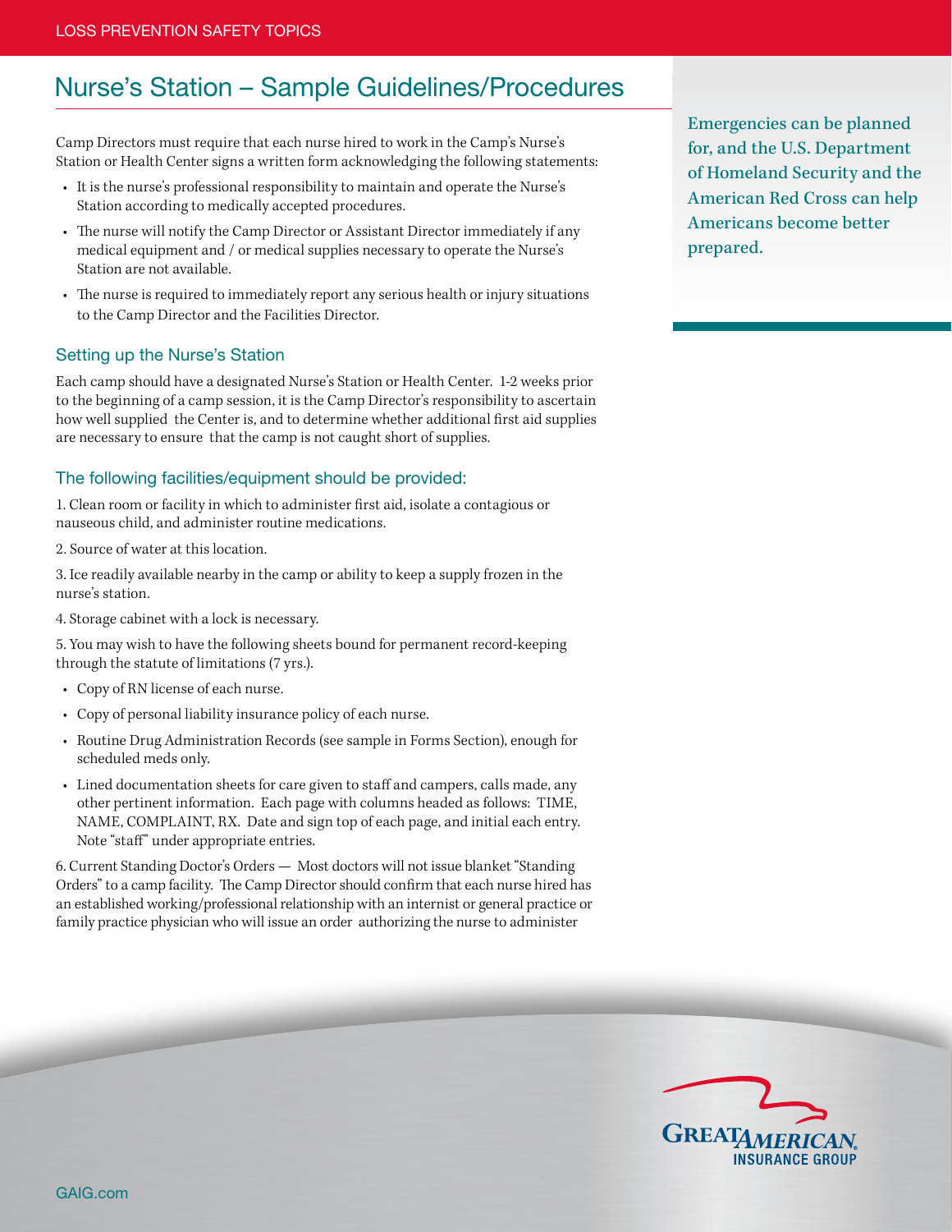# Nurse's Station – Sample Guidelines/Procedures

Camp Directors must require that each nurse hired to work in the Camp's Nurse's Station or Health Center signs a written form acknowledging the following statements:

- It is the nurse's professional responsibility to maintain and operate the Nurse's Station according to medically accepted procedures.
- The nurse will notify the Camp Director or Assistant Director immediately if any medical equipment and / or medical supplies necessary to operate the Nurse's Station are not available.
- The nurse is required to immediately report any serious health or injury situations to the Camp Director and the Facilities Director.

Emergencies can be planned for, and the U.S. Department of Homeland Security and the American Red Cross can help Americans become better prepared.

## Setting up the Nurse's Station

Each camp should have a designated Nurse's Station or Health Center. 1-2 weeks prior to the beginning of a camp session, it is the Camp Director's responsibility to ascertain how well supplied the Center is, and to determine whether additional first aid supplies are necessary to ensure that the camp is not caught short of supplies.

## The following facilities/equipment should be provided:

1. Clean room or facility in which to administer first aid, isolate a contagious or nauseous child, and administer routine medications.

2. Source of water at this location.

3. Ice readily available nearby in the camp or ability to keep a supply frozen in the nurse's station.

4. Storage cabinet with a lock is necessary.

5. You may wish to have the following sheets bound for permanent record-keeping through the statute of limitations (7 yrs.).

- Copy of RN license of each nurse.
- Copy of personal liability insurance policy of each nurse.
- Routine Drug Administration Records (see sample in Forms Section), enough for scheduled meds only.
- Lined documentation sheets for care given to staff and campers, calls made, any other pertinent information. Each page with columns headed as follows: TIME, NAME, COMPLAINT, RX. Date and sign top of each page, and initial each entry. Note "staff" under appropriate entries.

6. Current Standing Doctor's Orders — Most doctors will not issue blanket "Standing Orders" to a camp facility. The Camp Director should confirm that each nurse hired has an established working/professional relationship with an internist or general practice or family practice physician who will issue an order authorizing the nurse to administer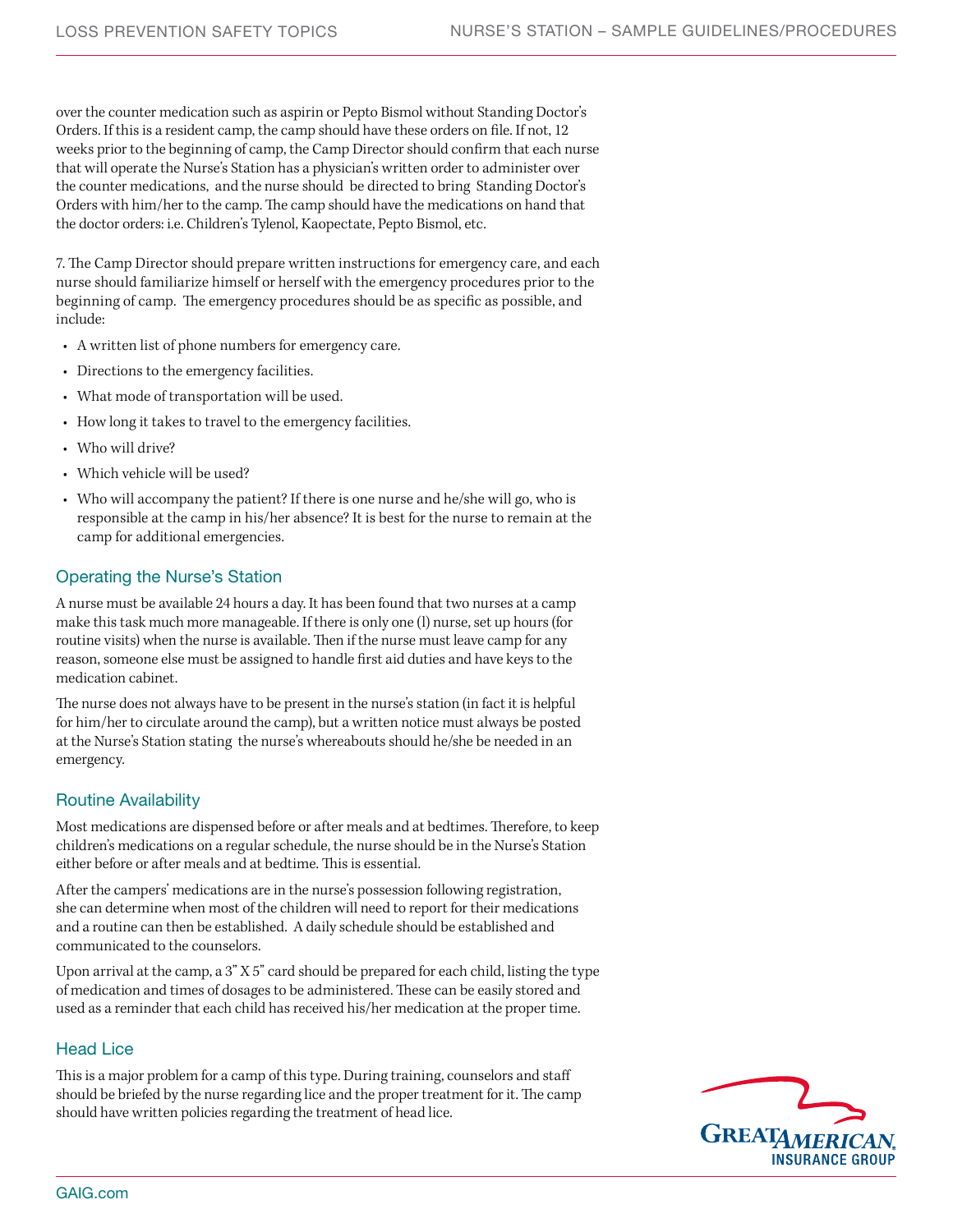over the counter medication such as aspirin or Pepto Bismol without Standing Doctor's Orders. If this is a resident camp, the camp should have these orders on file. If not, 12 weeks prior to the beginning of camp, the Camp Director should confirm that each nurse that will operate the Nurse's Station has a physician's written order to administer over the counter medications, and the nurse should be directed to bring Standing Doctor's Orders with him/her to the camp. The camp should have the medications on hand that the doctor orders: i.e. Children's Tylenol, Kaopectate, Pepto Bismol, etc.

7. The Camp Director should prepare written instructions for emergency care, and each nurse should familiarize himself or herself with the emergency procedures prior to the beginning of camp. The emergency procedures should be as specific as possible, and include:

- A written list of phone numbers for emergency care.
- Directions to the emergency facilities.
- What mode of transportation will be used.
- How long it takes to travel to the emergency facilities.
- Who will drive?
- Which vehicle will be used?
- Who will accompany the patient? If there is one nurse and he/she will go, who is responsible at the camp in his/her absence? It is best for the nurse to remain at the camp for additional emergencies.

## Operating the Nurse's Station

A nurse must be available 24 hours a day. It has been found that two nurses at a camp make this task much more manageable. If there is only one (l) nurse, set up hours (for routine visits) when the nurse is available. Then if the nurse must leave camp for any reason, someone else must be assigned to handle first aid duties and have keys to the medication cabinet.

The nurse does not always have to be present in the nurse's station (in fact it is helpful for him/her to circulate around the camp), but a written notice must always be posted at the Nurse's Station stating the nurse's whereabouts should he/she be needed in an emergency.

## Routine Availability

Most medications are dispensed before or after meals and at bedtimes. Therefore, to keep children's medications on a regular schedule, the nurse should be in the Nurse's Station either before or after meals and at bedtime. This is essential.

After the campers' medications are in the nurse's possession following registration, she can determine when most of the children will need to report for their medications and a routine can then be established. A daily schedule should be established and communicated to the counselors.

Upon arrival at the camp, a 3" X 5" card should be prepared for each child, listing the type of medication and times of dosages to be administered. These can be easily stored and used as a reminder that each child has received his/her medication at the proper time.

## Head Lice

This is a major problem for a camp of this type. During training, counselors and staff should be briefed by the nurse regarding lice and the proper treatment for it. The camp should have written policies regarding the treatment of head lice.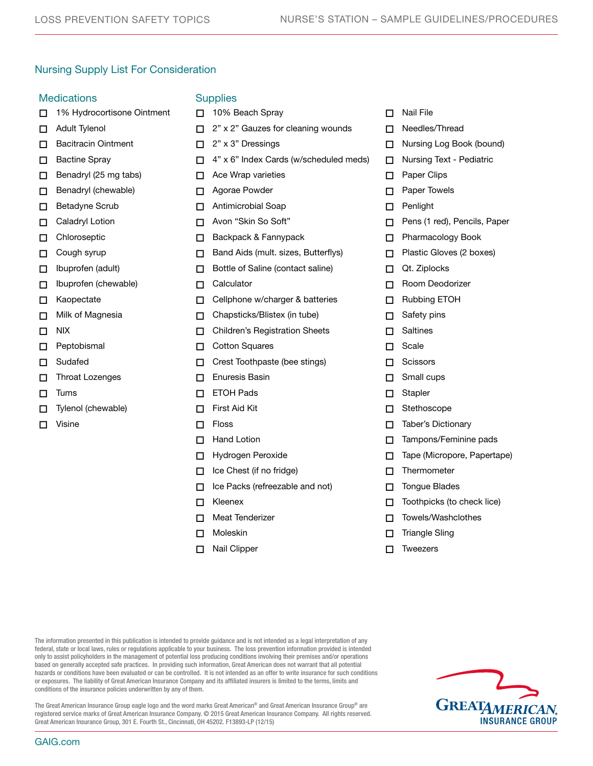## Nursing Supply List For Consideration

### Medications

- ☐ 1% Hydrocortisone Ointment
- ☐ Adult Tylenol
- ☐ Bacitracin Ointment
- ☐ Bactine Spray
- ☐ Benadryl (25 mg tabs)
- ☐ Benadryl (chewable)
- ☐ Betadyne Scrub
- ☐ Caladryl Lotion
- ☐ Chloroseptic
- ☐ Cough syrup
- ☐ Ibuprofen (adult)
- ☐ Ibuprofen (chewable)
- ☐ Kaopectate
- ☐ Milk of Magnesia
- ☐ NIX
- ☐ Peptobismal
- ☐ Sudafed
- ☐ Throat Lozenges
- ☐ Tums
- ☐ Tylenol (chewable)
- ☐ Visine

### Supplies

- ☐ 10% Beach Spray
- ☐ 2" x 2" Gauzes for cleaning wounds
- ☐ 2" x 3" Dressings
- ☐ 4" x 6" Index Cards (w/scheduled meds)
- ☐ Ace Wrap varieties
- ☐ Agorae Powder
- ☐ Antimicrobial Soap
- ☐ Avon "Skin So Soft"
- ☐ Backpack & Fannypack
- ☐ Band Aids (mult. sizes, Butterflys)
- ☐ Bottle of Saline (contact saline)
- ☐ Calculator
- ☐ Cellphone w/charger & batteries
- ☐ Chapsticks/Blistex (in tube)
- ☐ Children's Registration Sheets
- ☐ Cotton Squares
- ☐ Crest Toothpaste (bee stings)
- ☐ Enuresis Basin
- ☐ ETOH Pads
- ☐ First Aid Kit
- ☐ Floss
- ☐ Hand Lotion
- ☐ Hydrogen Peroxide
- ☐ Ice Chest (if no fridge)
- ☐ Ice Packs (refreezable and not)
- ☐ Kleenex
- ☐ Meat Tenderizer
- ☐ Moleskin
- ☐ Nail Clipper
- ☐ Nail File
- ☐ Needles/Thread
- ☐ Nursing Log Book (bound)
- ☐ Nursing Text - Pediatric
- ☐ Paper Clips
- ☐ Paper Towels
- ☐ Penlight
- ☐ Pens (1 red), Pencils, Paper
- ☐ Pharmacology Book
- ☐ Plastic Gloves (2 boxes)
- ☐ Qt. Ziplocks
- ☐ Room Deodorizer
- ☐ Rubbing ETOH
- ☐ Safety pins
- ☐ Saltines
- ☐ Scale
- ☐ Scissors
- ☐ Small cups
- ☐ Stapler
- ☐ Stethoscope
- ☐ Taber's Dictionary
- ☐ Tampons/Feminine pads
- ☐ Tape (Micropore, Papertape)
- ☐ Thermometer
- ☐ Tongue Blades
- ☐ Toothpicks (to check lice)
- ☐ Towels/Washclothes
- ☐ Triangle Sling
- ☐ Tweezers

The information presented in this publication is intended to provide guidance and is not intended as a legal interpretation of any federal, state or local laws, rules or regulations applicable to your business. The loss prevention information provided is intended only to assist policyholders in the management of potential loss producing conditions involving their premises and/or operations based on generally accepted safe practices. In providing such information, Great American does not warrant that all potential hazards or conditions have been evaluated or can be controlled. It is not intended as an offer to write insurance for such conditions or exposures. The liability of Great American Insurance Company and its affiliated insurers is limited to the terms, limits and conditions of the insurance policies underwritten by any of them.

The Great American Insurance Group eagle logo and the word marks Great American® and Great American Insurance Group® are registered service marks of Great American Insurance Company. © 2015 Great American Insurance Company. All rights reserved. Great American Insurance Group, 301 E. Fourth St., Cincinnati, OH 45202. F13893-LP (12/15)

GREAT AMERICAN INSURANCE GROUP

GAIG.com